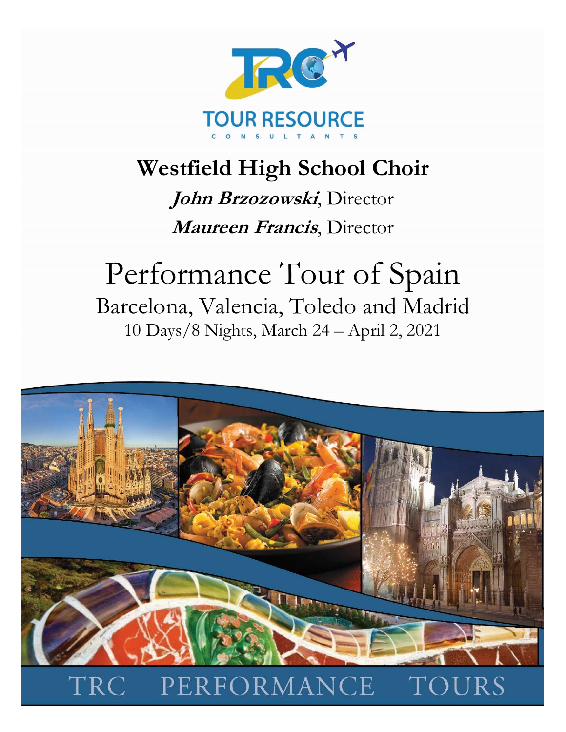TOUR RESOURCE CONSULTANTS

# Westfield High School Choir

***John Brzozowski***, Director

***Maureen Francis***, Director

# Performance Tour of Spain

## Barcelona, Valencia, Toledo and Madrid

10 Days/8 Nights, March 24 – April 2, 2021

TRC PERFORMANCE TOURS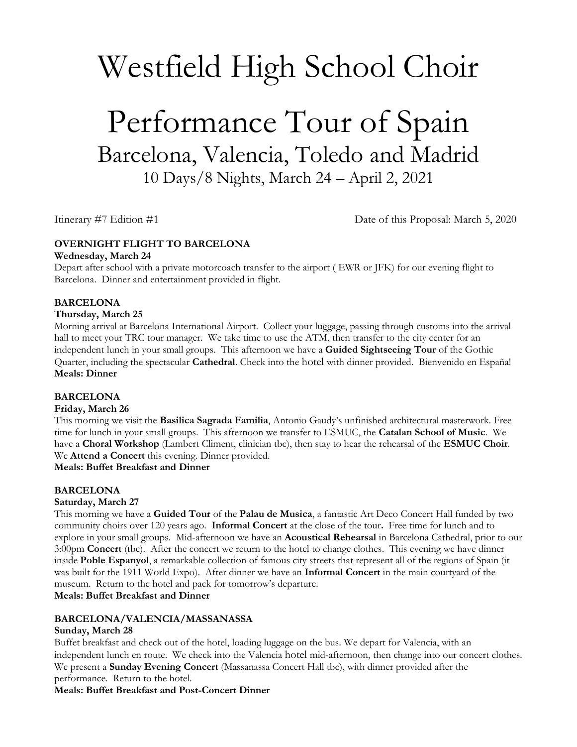# Westfield High School Choir

# Performance Tour of Spain

## Barcelona, Valencia, Toledo and Madrid

10 Days/8 Nights, March 24 – April 2, 2021

Itinerary #7 Edition #1 Date of this Proposal: March 5, 2020

**OVERNIGHT FLIGHT TO BARCELONA**

**Wednesday, March 24**

Depart after school with a private motorcoach transfer to the airport ( EWR or JFK) for our evening flight to Barcelona. Dinner and entertainment provided in flight.

**BARCELONA**

**Thursday, March 25**

Morning arrival at Barcelona International Airport. Collect your luggage, passing through customs into the arrival hall to meet your TRC tour manager. We take time to use the ATM, then transfer to the city center for an independent lunch in your small groups. This afternoon we have a **Guided Sightseeing Tour** of the Gothic Quarter, including the spectacular **Cathedral**. Check into the hotel with dinner provided. Bienvenido en España!

**Meals: Dinner**

**BARCELONA**

**Friday, March 26**

This morning we visit the **Basilica Sagrada Familia**, Antonio Gaudy's unfinished architectural masterwork. Free time for lunch in your small groups. This afternoon we transfer to ESMUC, the **Catalan School of Music**. We have a **Choral Workshop** (Lambert Climent, clinician tbc), then stay to hear the rehearsal of the **ESMUC Choir**. We **Attend a Concert** this evening. Dinner provided.

**Meals: Buffet Breakfast and Dinner**

**BARCELONA**

**Saturday, March 27**

This morning we have a **Guided Tour** of the **Palau de Musica**, a fantastic Art Deco Concert Hall funded by two community choirs over 120 years ago. **Informal Concert** at the close of the tour**.** Free time for lunch and to explore in your small groups. Mid-afternoon we have an **Acoustical Rehearsal** in Barcelona Cathedral, prior to our 3:00pm **Concert** (tbc). After the concert we return to the hotel to change clothes. This evening we have dinner inside **Poble Espanyol**, a remarkable collection of famous city streets that represent all of the regions of Spain (it was built for the 1911 World Expo). After dinner we have an **Informal Concert** in the main courtyard of the museum. Return to the hotel and pack for tomorrow's departure.

**Meals: Buffet Breakfast and Dinner**

**BARCELONA/VALENCIA/MASSANASSA**

**Sunday, March 28**

Buffet breakfast and check out of the hotel, loading luggage on the bus. We depart for Valencia, with an independent lunch en route. We check into the Valencia hotel mid-afternoon, then change into our concert clothes. We present a **Sunday Evening Concert** (Massanassa Concert Hall tbc), with dinner provided after the performance. Return to the hotel.

**Meals: Buffet Breakfast and Post-Concert Dinner**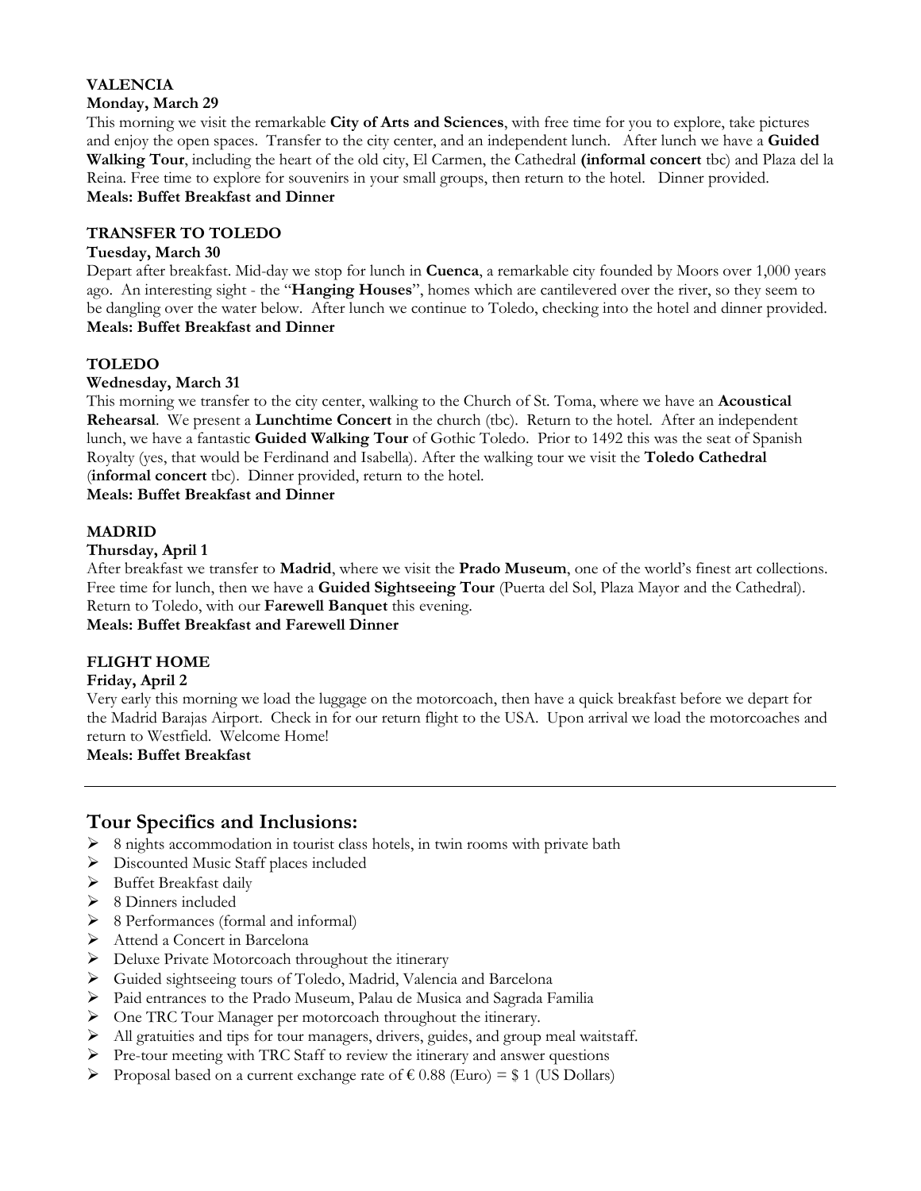**VALENCIA**

**Monday, March 29**

This morning we visit the remarkable **City of Arts and Sciences**, with free time for you to explore, take pictures and enjoy the open spaces. Transfer to the city center, and an independent lunch. After lunch we have a **Guided Walking Tour**, including the heart of the old city, El Carmen, the Cathedral **(informal concert** tbc) and Plaza del la Reina. Free time to explore for souvenirs in your small groups, then return to the hotel. Dinner provided.

**Meals: Buffet Breakfast and Dinner**

**TRANSFER TO TOLEDO**

**Tuesday, March 30**

Depart after breakfast. Mid-day we stop for lunch in **Cuenca**, a remarkable city founded by Moors over 1,000 years ago. An interesting sight - the "**Hanging Houses**", homes which are cantilevered over the river, so they seem to be dangling over the water below. After lunch we continue to Toledo, checking into the hotel and dinner provided.

**Meals: Buffet Breakfast and Dinner**

**TOLEDO**

**Wednesday, March 31**

This morning we transfer to the city center, walking to the Church of St. Toma, where we have an **Acoustical Rehearsal**. We present a **Lunchtime Concert** in the church (tbc). Return to the hotel. After an independent lunch, we have a fantastic **Guided Walking Tour** of Gothic Toledo. Prior to 1492 this was the seat of Spanish Royalty (yes, that would be Ferdinand and Isabella). After the walking tour we visit the **Toledo Cathedral** (**informal concert** tbc). Dinner provided, return to the hotel.

**Meals: Buffet Breakfast and Dinner**

**MADRID**

**Thursday, April 1**

After breakfast we transfer to **Madrid**, where we visit the **Prado Museum**, one of the world's finest art collections. Free time for lunch, then we have a **Guided Sightseeing Tour** (Puerta del Sol, Plaza Mayor and the Cathedral). Return to Toledo, with our **Farewell Banquet** this evening.

**Meals: Buffet Breakfast and Farewell Dinner**

**FLIGHT HOME**

**Friday, April 2**

Very early this morning we load the luggage on the motorcoach, then have a quick breakfast before we depart for the Madrid Barajas Airport. Check in for our return flight to the USA. Upon arrival we load the motorcoaches and return to Westfield. Welcome Home!

**Meals: Buffet Breakfast**

---

## Tour Specifics and Inclusions:

- 8 nights accommodation in tourist class hotels, in twin rooms with private bath
- Discounted Music Staff places included
- Buffet Breakfast daily
- 8 Dinners included
- 8 Performances (formal and informal)
- Attend a Concert in Barcelona
- Deluxe Private Motorcoach throughout the itinerary
- Guided sightseeing tours of Toledo, Madrid, Valencia and Barcelona
- Paid entrances to the Prado Museum, Palau de Musica and Sagrada Familia
- One TRC Tour Manager per motorcoach throughout the itinerary.
- All gratuities and tips for tour managers, drivers, guides, and group meal waitstaff.
- Pre-tour meeting with TRC Staff to review the itinerary and answer questions
- Proposal based on a current exchange rate of € 0.88 (Euro) = $ 1 (US Dollars)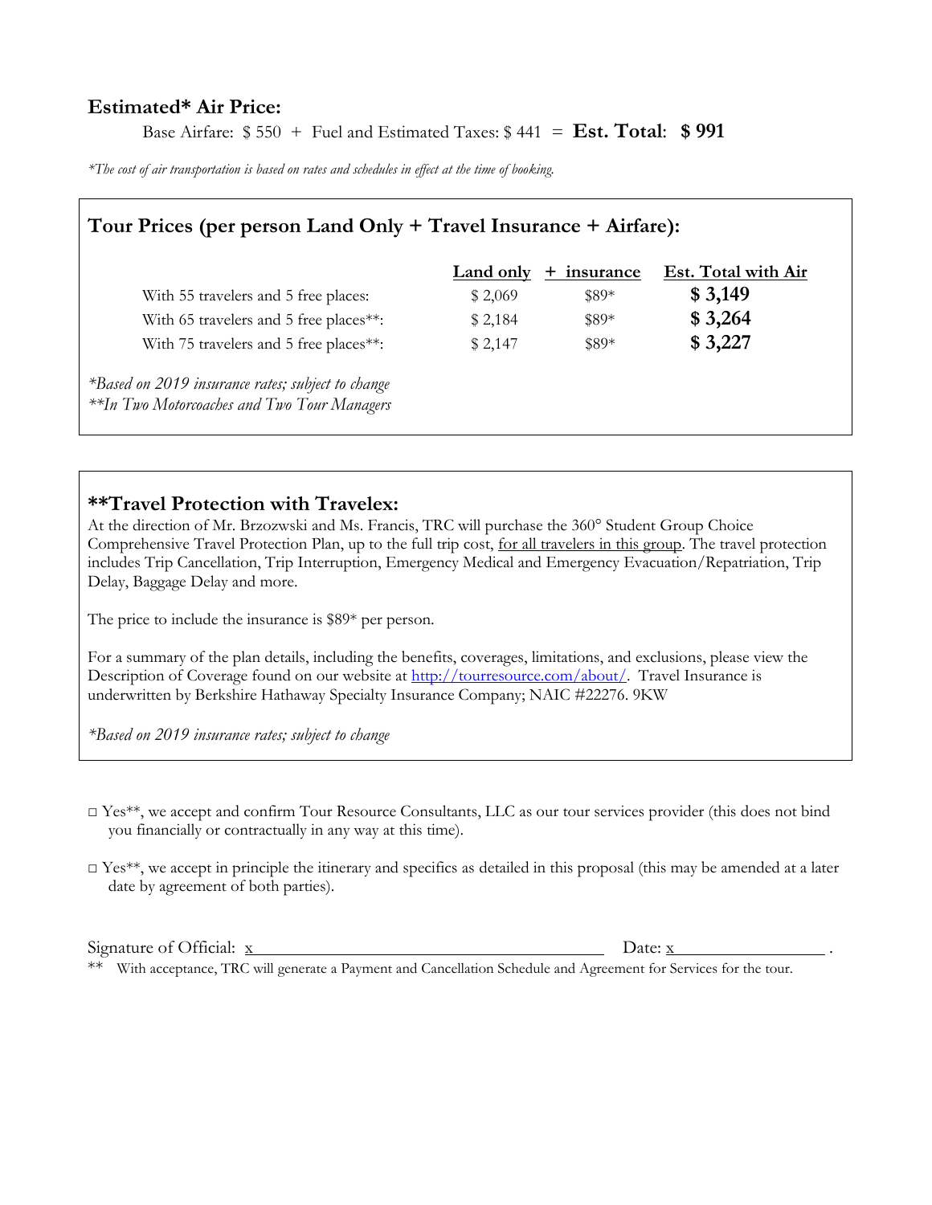## Estimated* Air Price:

Base Airfare: $ 550 + Fuel and Estimated Taxes: $ 441 = **Est. Total**: **$ 991**

*\*The cost of air transportation is based on rates and schedules in effect at the time of booking.*

## Tour Prices (per person Land Only + Travel Insurance + Airfare):

| | Land only | + insurance | Est. Total with Air |
|---|---|---|---|
| With 55 travelers and 5 free places: | $ 2,069 | $89* | **$ 3,149** |
| With 65 travelers and 5 free places**: | $ 2,184 | $89* | **$ 3,264** |
| With 75 travelers and 5 free places**: | $ 2,147 | $89* | **$ 3,227** |

*\*Based on 2019 insurance rates; subject to change*
*\*\*In Two Motorcoaches and Two Tour Managers*

## **Travel Protection with Travelex:

At the direction of Mr. Brzozwski and Ms. Francis, TRC will purchase the 360° Student Group Choice Comprehensive Travel Protection Plan, up to the full trip cost, for all travelers in this group. The travel protection includes Trip Cancellation, Trip Interruption, Emergency Medical and Emergency Evacuation/Repatriation, Trip Delay, Baggage Delay and more.

The price to include the insurance is $89* per person.

For a summary of the plan details, including the benefits, coverages, limitations, and exclusions, please view the Description of Coverage found on our website at http://tourresource.com/about/. Travel Insurance is underwritten by Berkshire Hathaway Specialty Insurance Company; NAIC #22276. 9KW

*\*Based on 2019 insurance rates; subject to change*

□ Yes**, we accept and confirm Tour Resource Consultants, LLC as our tour services provider (this does not bind you financially or contractually in any way at this time).

□ Yes**, we accept in principle the itinerary and specifics as detailed in this proposal (this may be amended at a later date by agreement of both parties).

Signature of Official: x \_\_\_\_\_\_\_\_\_\_\_\_\_\_\_\_\_\_\_\_\_\_\_\_\_\_\_\_ Date: x \_\_\_\_\_\_\_\_\_\_\_\_ .

** With acceptance, TRC will generate a Payment and Cancellation Schedule and Agreement for Services for the tour.